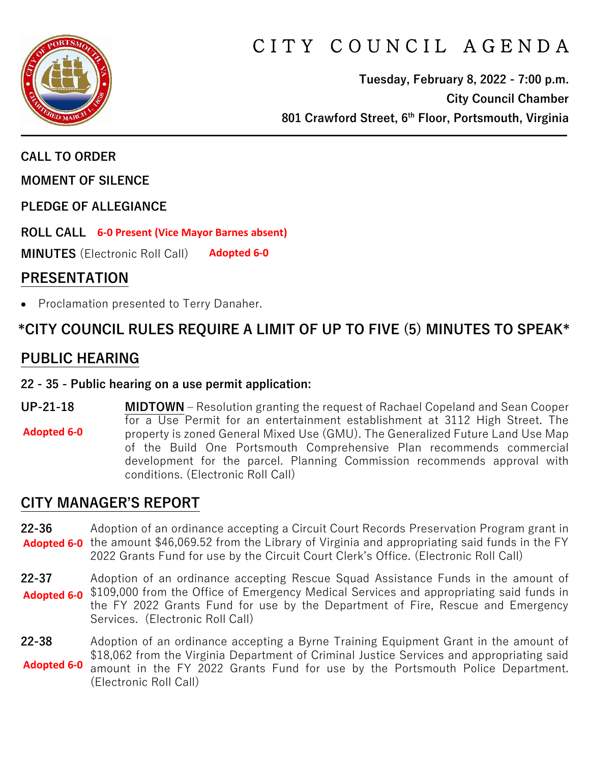# CITY COUNCIL AGENDA

**Tuesday, February 8, 2022 - 7:00 p.m.**
**City Council Chamber**
**801 Crawford Street, 6th Floor, Portsmouth, Virginia**

---

**CALL TO ORDER**

**MOMENT OF SILENCE**

**PLEDGE OF ALLEGIANCE**

**ROLL CALL** **6-0 Present (Vice Mayor Barnes absent)**

**MINUTES** (Electronic Roll Call) **Adopted 6-0**

## PRESENTATION

- Proclamation presented to Terry Danaher.

## *CITY COUNCIL RULES REQUIRE A LIMIT OF UP TO FIVE (5) MINUTES TO SPEAK*

## PUBLIC HEARING

**22 - 35 - Public hearing on a use permit application:**

**UP-21-18** **Adopted 6-0**

**MIDTOWN** – Resolution granting the request of Rachael Copeland and Sean Cooper for a Use Permit for an entertainment establishment at 3112 High Street. The property is zoned General Mixed Use (GMU). The Generalized Future Land Use Map of the Build One Portsmouth Comprehensive Plan recommends commercial development for the parcel. Planning Commission recommends approval with conditions. (Electronic Roll Call)

## CITY MANAGER'S REPORT

**22-36** **Adopted 6-0** Adoption of an ordinance accepting a Circuit Court Records Preservation Program grant in the amount $46,069.52 from the Library of Virginia and appropriating said funds in the FY 2022 Grants Fund for use by the Circuit Court Clerk's Office. (Electronic Roll Call)

**22-37** **Adopted 6-0** Adoption of an ordinance accepting Rescue Squad Assistance Funds in the amount of $109,000 from the Office of Emergency Medical Services and appropriating said funds in the FY 2022 Grants Fund for use by the Department of Fire, Rescue and Emergency Services. (Electronic Roll Call)

**22-38** **Adopted 6-0** Adoption of an ordinance accepting a Byrne Training Equipment Grant in the amount of $18,062 from the Virginia Department of Criminal Justice Services and appropriating said amount in the FY 2022 Grants Fund for use by the Portsmouth Police Department. (Electronic Roll Call)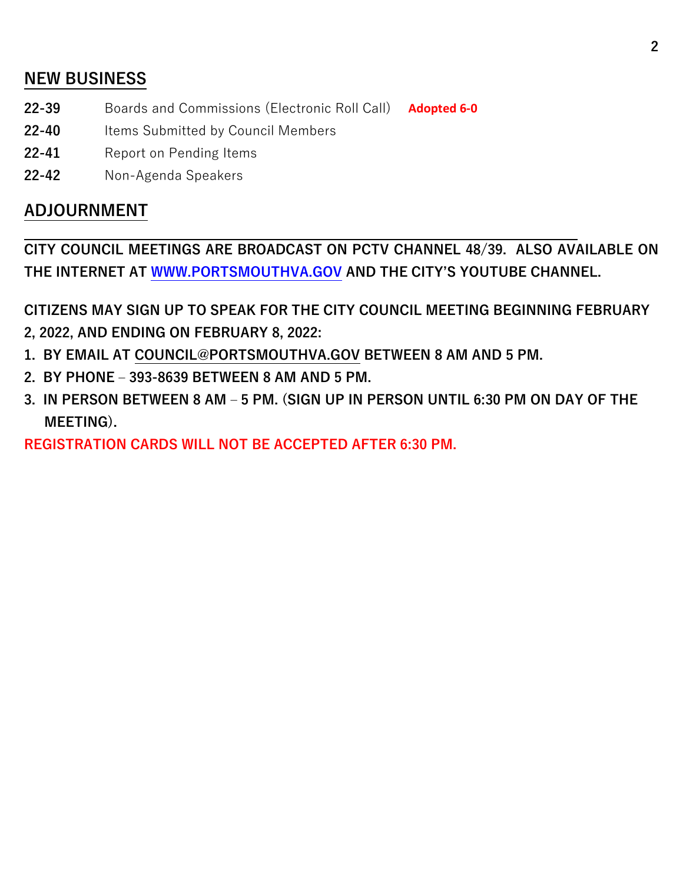## NEW BUSINESS

**22-39** Boards and Commissions (Electronic Roll Call) **Adopted 6-0**

**22-40** Items Submitted by Council Members

**22-41** Report on Pending Items

**22-42** Non-Agenda Speakers

## ADJOURNMENT

---

**CITY COUNCIL MEETINGS ARE BROADCAST ON PCTV CHANNEL 48/39. ALSO AVAILABLE ON THE INTERNET AT WWW.PORTSMOUTHVA.GOV AND THE CITY'S YOUTUBE CHANNEL.**

**CITIZENS MAY SIGN UP TO SPEAK FOR THE CITY COUNCIL MEETING BEGINNING FEBRUARY 2, 2022, AND ENDING ON FEBRUARY 8, 2022:**

1. **BY EMAIL AT COUNCIL@PORTSMOUTHVA.GOV BETWEEN 8 AM AND 5 PM.**
2. **BY PHONE – 393-8639 BETWEEN 8 AM AND 5 PM.**
3. **IN PERSON BETWEEN 8 AM – 5 PM. (SIGN UP IN PERSON UNTIL 6:30 PM ON DAY OF THE MEETING).**

**REGISTRATION CARDS WILL NOT BE ACCEPTED AFTER 6:30 PM.**